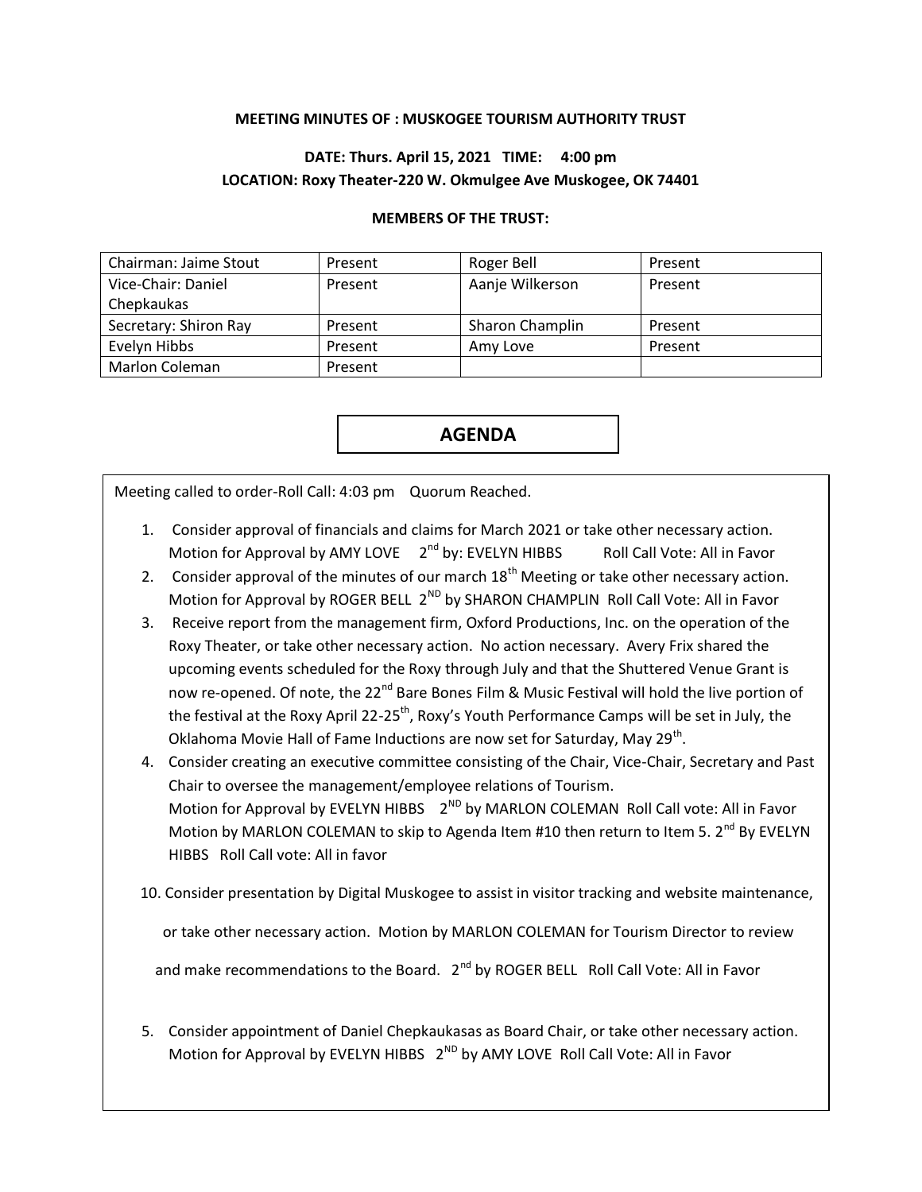**MEETING MINUTES OF : MUSKOGEE TOURISM AUTHORITY TRUST**

**DATE: Thurs. April 15, 2021 TIME: 4:00 pm**
**LOCATION: Roxy Theater-220 W. Okmulgee Ave Muskogee, OK 74401**

**MEMBERS OF THE TRUST:**

| Chairman: Jaime Stout | Present | Roger Bell | Present |
|---|---|---|---|
| Vice-Chair: Daniel Chepkaukas | Present | Aanje Wilkerson | Present |
| Secretary: Shiron Ray | Present | Sharon Champlin | Present |
| Evelyn Hibbs | Present | Amy Love | Present |
| Marlon Coleman | Present | | |

## AGENDA

Meeting called to order-Roll Call: 4:03 pm Quorum Reached.

1. Consider approval of financials and claims for March 2021 or take other necessary action.
   Motion for Approval by AMY LOVE 2nd by: EVELYN HIBBS Roll Call Vote: All in Favor
2. Consider approval of the minutes of our march 18th Meeting or take other necessary action.
   Motion for Approval by ROGER BELL 2ND by SHARON CHAMPLIN Roll Call Vote: All in Favor
3. Receive report from the management firm, Oxford Productions, Inc. on the operation of the Roxy Theater, or take other necessary action. No action necessary. Avery Frix shared the upcoming events scheduled for the Roxy through July and that the Shuttered Venue Grant is now re-opened. Of note, the 22nd Bare Bones Film & Music Festival will hold the live portion of the festival at the Roxy April 22-25th, Roxy's Youth Performance Camps will be set in July, the Oklahoma Movie Hall of Fame Inductions are now set for Saturday, May 29th.
4. Consider creating an executive committee consisting of the Chair, Vice-Chair, Secretary and Past Chair to oversee the management/employee relations of Tourism.
   Motion for Approval by EVELYN HIBBS 2ND by MARLON COLEMAN Roll Call vote: All in Favor
   Motion by MARLON COLEMAN to skip to Agenda Item #10 then return to Item 5. 2nd By EVELYN HIBBS Roll Call vote: All in favor

10. Consider presentation by Digital Muskogee to assist in visitor tracking and website maintenance, or take other necessary action. Motion by MARLON COLEMAN for Tourism Director to review and make recommendations to the Board. 2nd by ROGER BELL Roll Call Vote: All in Favor

5. Consider appointment of Daniel Chepkaukasas as Board Chair, or take other necessary action.
   Motion for Approval by EVELYN HIBBS 2ND by AMY LOVE Roll Call Vote: All in Favor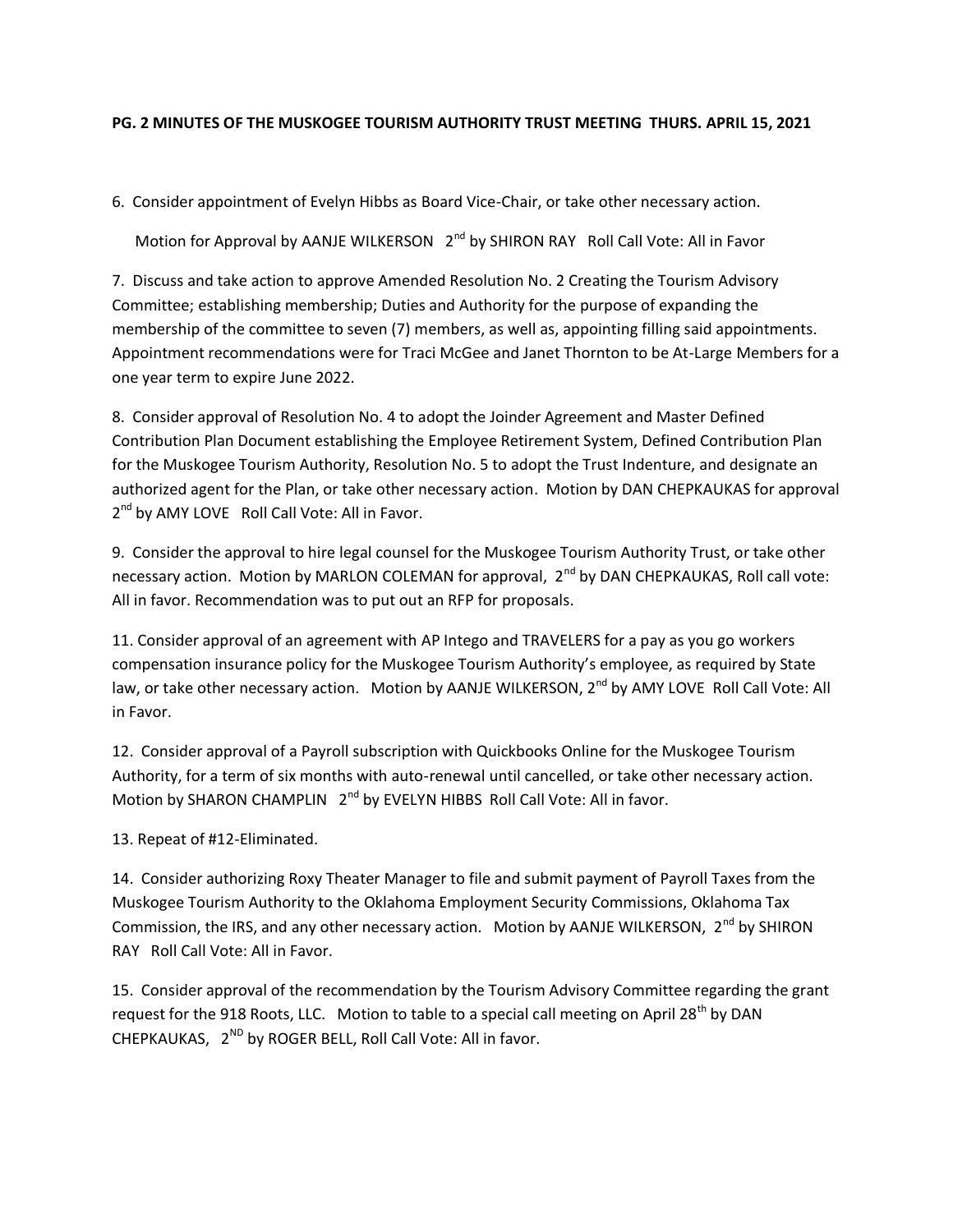**PG. 2 MINUTES OF THE MUSKOGEE TOURISM AUTHORITY TRUST MEETING THURS. APRIL 15, 2021**

6. Consider appointment of Evelyn Hibbs as Board Vice-Chair, or take other necessary action.

   Motion for Approval by AANJE WILKERSON 2nd by SHIRON RAY Roll Call Vote: All in Favor

7. Discuss and take action to approve Amended Resolution No. 2 Creating the Tourism Advisory Committee; establishing membership; Duties and Authority for the purpose of expanding the membership of the committee to seven (7) members, as well as, appointing filling said appointments. Appointment recommendations were for Traci McGee and Janet Thornton to be At-Large Members for a one year term to expire June 2022.

8. Consider approval of Resolution No. 4 to adopt the Joinder Agreement and Master Defined Contribution Plan Document establishing the Employee Retirement System, Defined Contribution Plan for the Muskogee Tourism Authority, Resolution No. 5 to adopt the Trust Indenture, and designate an authorized agent for the Plan, or take other necessary action. Motion by DAN CHEPKAUKAS for approval 2nd by AMY LOVE Roll Call Vote: All in Favor.

9. Consider the approval to hire legal counsel for the Muskogee Tourism Authority Trust, or take other necessary action. Motion by MARLON COLEMAN for approval, 2nd by DAN CHEPKAUKAS, Roll call vote: All in favor. Recommendation was to put out an RFP for proposals.

11. Consider approval of an agreement with AP Intego and TRAVELERS for a pay as you go workers compensation insurance policy for the Muskogee Tourism Authority's employee, as required by State law, or take other necessary action. Motion by AANJE WILKERSON, 2nd by AMY LOVE Roll Call Vote: All in Favor.

12. Consider approval of a Payroll subscription with Quickbooks Online for the Muskogee Tourism Authority, for a term of six months with auto-renewal until cancelled, or take other necessary action. Motion by SHARON CHAMPLIN 2nd by EVELYN HIBBS Roll Call Vote: All in favor.

13. Repeat of #12-Eliminated.

14. Consider authorizing Roxy Theater Manager to file and submit payment of Payroll Taxes from the Muskogee Tourism Authority to the Oklahoma Employment Security Commissions, Oklahoma Tax Commission, the IRS, and any other necessary action. Motion by AANJE WILKERSON, 2nd by SHIRON RAY Roll Call Vote: All in Favor.

15. Consider approval of the recommendation by the Tourism Advisory Committee regarding the grant request for the 918 Roots, LLC. Motion to table to a special call meeting on April 28th by DAN CHEPKAUKAS, 2ND by ROGER BELL, Roll Call Vote: All in favor.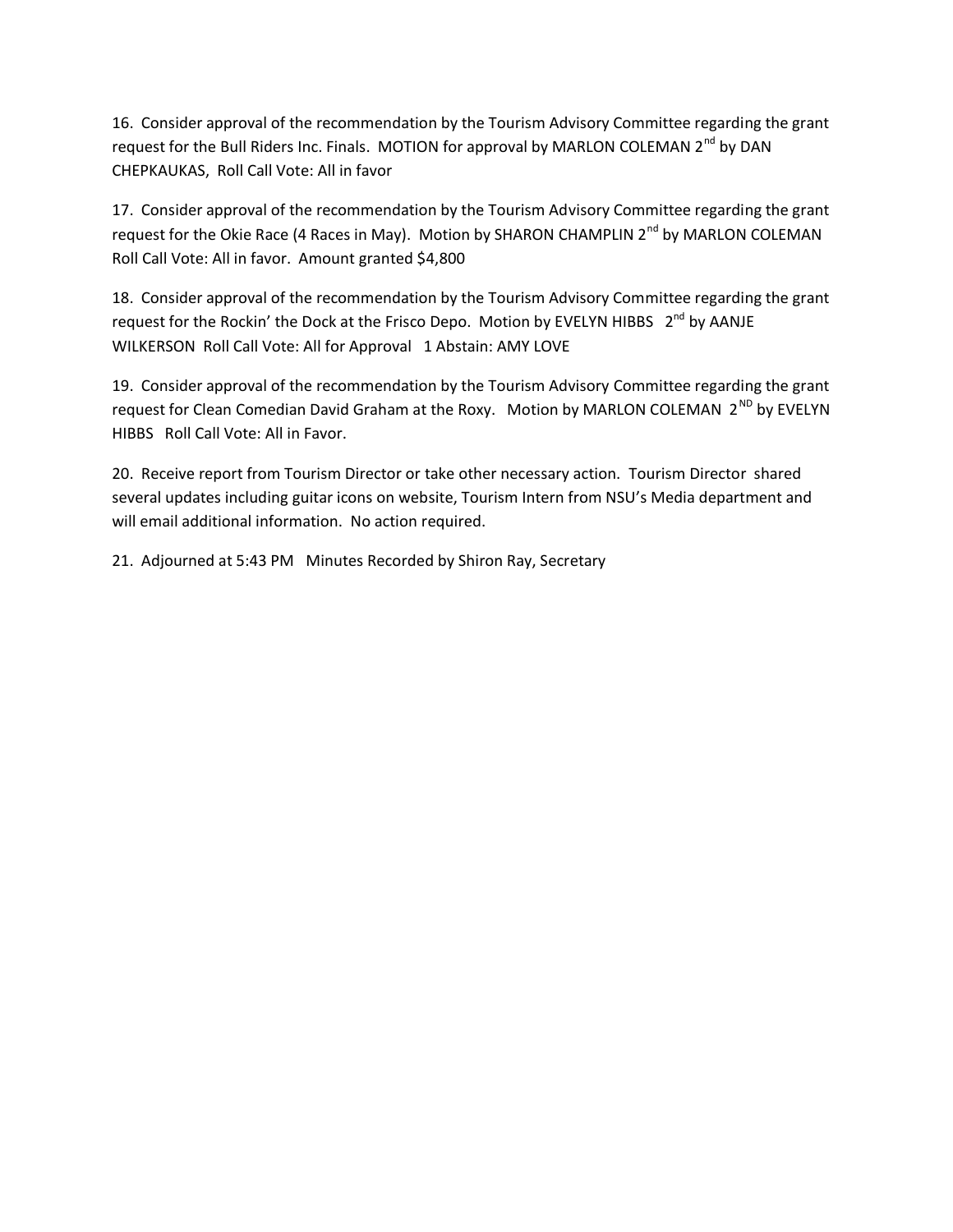16. Consider approval of the recommendation by the Tourism Advisory Committee regarding the grant request for the Bull Riders Inc. Finals. MOTION for approval by MARLON COLEMAN 2nd by DAN CHEPKAUKAS, Roll Call Vote: All in favor

17. Consider approval of the recommendation by the Tourism Advisory Committee regarding the grant request for the Okie Race (4 Races in May). Motion by SHARON CHAMPLIN 2nd by MARLON COLEMAN Roll Call Vote: All in favor. Amount granted $4,800

18. Consider approval of the recommendation by the Tourism Advisory Committee regarding the grant request for the Rockin' the Dock at the Frisco Depo. Motion by EVELYN HIBBS 2nd by AANJE WILKERSON Roll Call Vote: All for Approval 1 Abstain: AMY LOVE

19. Consider approval of the recommendation by the Tourism Advisory Committee regarding the grant request for Clean Comedian David Graham at the Roxy. Motion by MARLON COLEMAN 2ND by EVELYN HIBBS Roll Call Vote: All in Favor.

20. Receive report from Tourism Director or take other necessary action. Tourism Director shared several updates including guitar icons on website, Tourism Intern from NSU's Media department and will email additional information. No action required.

21. Adjourned at 5:43 PM Minutes Recorded by Shiron Ray, Secretary